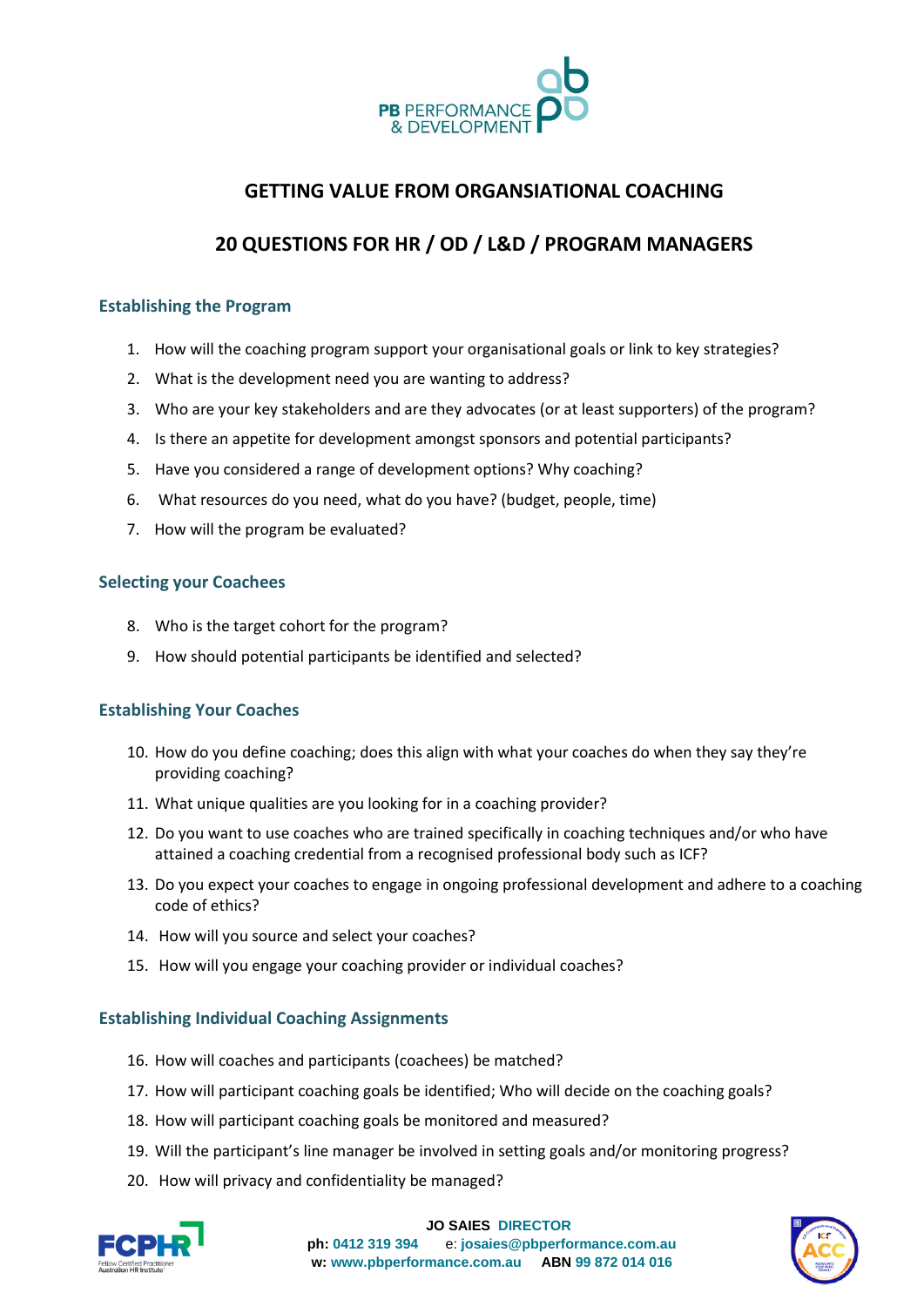PB PERFORMANCE & DEVELOPMENT

# GETTING VALUE FROM ORGANSIATIONAL COACHING

# 20 QUESTIONS FOR HR / OD / L&D / PROGRAM MANAGERS

### Establishing the Program

1. How will the coaching program support your organisational goals or link to key strategies?
2. What is the development need you are wanting to address?
3. Who are your key stakeholders and are they advocates (or at least supporters) of the program?
4. Is there an appetite for development amongst sponsors and potential participants?
5. Have you considered a range of development options? Why coaching?
6. What resources do you need, what do you have? (budget, people, time)
7. How will the program be evaluated?

### Selecting your Coachees

8. Who is the target cohort for the program?
9. How should potential participants be identified and selected?

### Establishing Your Coaches

10. How do you define coaching; does this align with what your coaches do when they say they're providing coaching?
11. What unique qualities are you looking for in a coaching provider?
12. Do you want to use coaches who are trained specifically in coaching techniques and/or who have attained a coaching credential from a recognised professional body such as ICF?
13. Do you expect your coaches to engage in ongoing professional development and adhere to a coaching code of ethics?
14. How will you source and select your coaches?
15. How will you engage your coaching provider or individual coaches?

### Establishing Individual Coaching Assignments

16. How will coaches and participants (coachees) be matched?
17. How will participant coaching goals be identified; Who will decide on the coaching goals?
18. How will participant coaching goals be monitored and measured?
19. Will the participant's line manager be involved in setting goals and/or monitoring progress?
20. How will privacy and confidentiality be managed?

**JO SAIES DIRECTOR**
**ph:** 0412 319 394 e: josaies@pbperformance.com.au
**w:** www.pbperformance.com.au **ABN** 99 872 014 016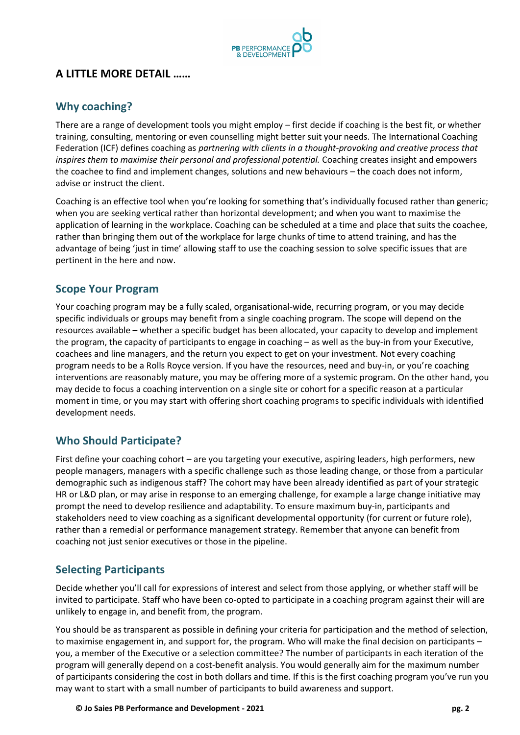## A LITTLE MORE DETAIL ……

### Why coaching?

There are a range of development tools you might employ – first decide if coaching is the best fit, or whether training, consulting, mentoring or even counselling might better suit your needs. The International Coaching Federation (ICF) defines coaching as *partnering with clients in a thought-provoking and creative process that inspires them to maximise their personal and professional potential.* Coaching creates insight and empowers the coachee to find and implement changes, solutions and new behaviours – the coach does not inform, advise or instruct the client.

Coaching is an effective tool when you're looking for something that's individually focused rather than generic; when you are seeking vertical rather than horizontal development; and when you want to maximise the application of learning in the workplace. Coaching can be scheduled at a time and place that suits the coachee, rather than bringing them out of the workplace for large chunks of time to attend training, and has the advantage of being 'just in time' allowing staff to use the coaching session to solve specific issues that are pertinent in the here and now.

### Scope Your Program

Your coaching program may be a fully scaled, organisational-wide, recurring program, or you may decide specific individuals or groups may benefit from a single coaching program. The scope will depend on the resources available – whether a specific budget has been allocated, your capacity to develop and implement the program, the capacity of participants to engage in coaching – as well as the buy-in from your Executive, coachees and line managers, and the return you expect to get on your investment. Not every coaching program needs to be a Rolls Royce version. If you have the resources, need and buy-in, or you're coaching interventions are reasonably mature, you may be offering more of a systemic program. On the other hand, you may decide to focus a coaching intervention on a single site or cohort for a specific reason at a particular moment in time, or you may start with offering short coaching programs to specific individuals with identified development needs.

### Who Should Participate?

First define your coaching cohort – are you targeting your executive, aspiring leaders, high performers, new people managers, managers with a specific challenge such as those leading change, or those from a particular demographic such as indigenous staff? The cohort may have been already identified as part of your strategic HR or L&D plan, or may arise in response to an emerging challenge, for example a large change initiative may prompt the need to develop resilience and adaptability. To ensure maximum buy-in, participants and stakeholders need to view coaching as a significant developmental opportunity (for current or future role), rather than a remedial or performance management strategy. Remember that anyone can benefit from coaching not just senior executives or those in the pipeline.

### Selecting Participants

Decide whether you'll call for expressions of interest and select from those applying, or whether staff will be invited to participate. Staff who have been co-opted to participate in a coaching program against their will are unlikely to engage in, and benefit from, the program.

You should be as transparent as possible in defining your criteria for participation and the method of selection, to maximise engagement in, and support for, the program. Who will make the final decision on participants – you, a member of the Executive or a selection committee? The number of participants in each iteration of the program will generally depend on a cost-benefit analysis. You would generally aim for the maximum number of participants considering the cost in both dollars and time. If this is the first coaching program you've run you may want to start with a small number of participants to build awareness and support.

**© Jo Saies PB Performance and Development - 2021**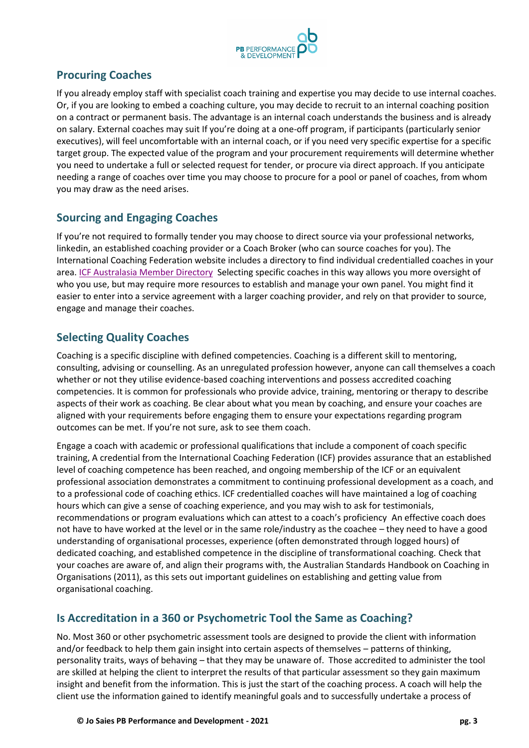## Procuring Coaches

If you already employ staff with specialist coach training and expertise you may decide to use internal coaches. Or, if you are looking to embed a coaching culture, you may decide to recruit to an internal coaching position on a contract or permanent basis. The advantage is an internal coach understands the business and is already on salary. External coaches may suit If you're doing at a one-off program, if participants (particularly senior executives), will feel uncomfortable with an internal coach, or if you need very specific expertise for a specific target group. The expected value of the program and your procurement requirements will determine whether you need to undertake a full or selected request for tender, or procure via direct approach. If you anticipate needing a range of coaches over time you may choose to procure for a pool or panel of coaches, from whom you may draw as the need arises.

## Sourcing and Engaging Coaches

If you're not required to formally tender you may choose to direct source via your professional networks, linkedin, an established coaching provider or a Coach Broker (who can source coaches for you). The International Coaching Federation website includes a directory to find individual credentialled coaches in your area. ICF Australasia Member Directory  Selecting specific coaches in this way allows you more oversight of who you use, but may require more resources to establish and manage your own panel. You might find it easier to enter into a service agreement with a larger coaching provider, and rely on that provider to source, engage and manage their coaches.

## Selecting Quality Coaches

Coaching is a specific discipline with defined competencies. Coaching is a different skill to mentoring, consulting, advising or counselling. As an unregulated profession however, anyone can call themselves a coach whether or not they utilise evidence-based coaching interventions and possess accredited coaching competencies. It is common for professionals who provide advice, training, mentoring or therapy to describe aspects of their work as coaching. Be clear about what you mean by coaching, and ensure your coaches are aligned with your requirements before engaging them to ensure your expectations regarding program outcomes can be met. If you're not sure, ask to see them coach.

Engage a coach with academic or professional qualifications that include a component of coach specific training, A credential from the International Coaching Federation (ICF) provides assurance that an established level of coaching competence has been reached, and ongoing membership of the ICF or an equivalent professional association demonstrates a commitment to continuing professional development as a coach, and to a professional code of coaching ethics. ICF credentialled coaches will have maintained a log of coaching hours which can give a sense of coaching experience, and you may wish to ask for testimonials, recommendations or program evaluations which can attest to a coach's proficiency  An effective coach does not have to have worked at the level or in the same role/industry as the coachee – they need to have a good understanding of organisational processes, experience (often demonstrated through logged hours) of dedicated coaching, and established competence in the discipline of transformational coaching. Check that your coaches are aware of, and align their programs with, the Australian Standards Handbook on Coaching in Organisations (2011), as this sets out important guidelines on establishing and getting value from organisational coaching.

## Is Accreditation in a 360 or Psychometric Tool the Same as Coaching?

No. Most 360 or other psychometric assessment tools are designed to provide the client with information and/or feedback to help them gain insight into certain aspects of themselves – patterns of thinking, personality traits, ways of behaving – that they may be unaware of.  Those accredited to administer the tool are skilled at helping the client to interpret the results of that particular assessment so they gain maximum insight and benefit from the information. This is just the start of the coaching process. A coach will help the client use the information gained to identify meaningful goals and to successfully undertake a process of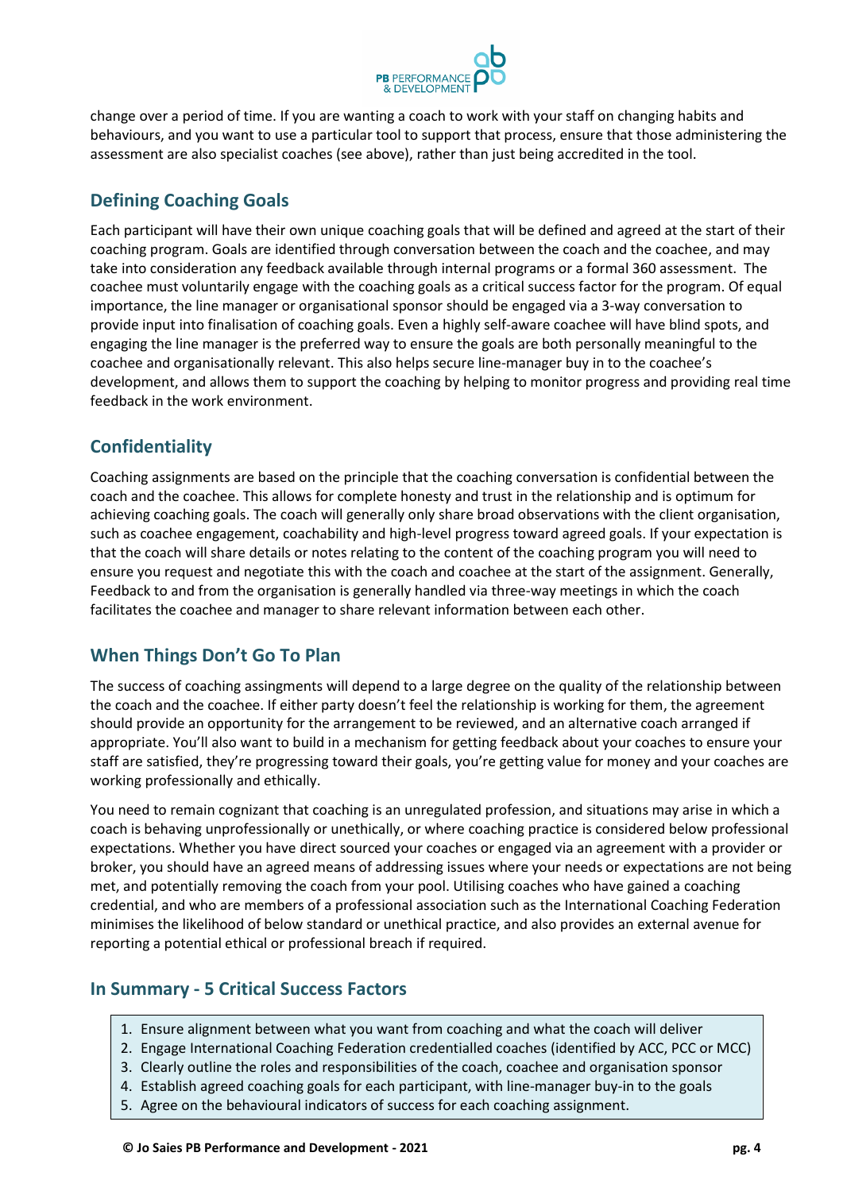change over a period of time. If you are wanting a coach to work with your staff on changing habits and behaviours, and you want to use a particular tool to support that process, ensure that those administering the assessment are also specialist coaches (see above), rather than just being accredited in the tool.

## Defining Coaching Goals

Each participant will have their own unique coaching goals that will be defined and agreed at the start of their coaching program. Goals are identified through conversation between the coach and the coachee, and may take into consideration any feedback available through internal programs or a formal 360 assessment. The coachee must voluntarily engage with the coaching goals as a critical success factor for the program. Of equal importance, the line manager or organisational sponsor should be engaged via a 3-way conversation to provide input into finalisation of coaching goals. Even a highly self-aware coachee will have blind spots, and engaging the line manager is the preferred way to ensure the goals are both personally meaningful to the coachee and organisationally relevant. This also helps secure line-manager buy in to the coachee's development, and allows them to support the coaching by helping to monitor progress and providing real time feedback in the work environment.

## Confidentiality

Coaching assignments are based on the principle that the coaching conversation is confidential between the coach and the coachee. This allows for complete honesty and trust in the relationship and is optimum for achieving coaching goals. The coach will generally only share broad observations with the client organisation, such as coachee engagement, coachability and high-level progress toward agreed goals. If your expectation is that the coach will share details or notes relating to the content of the coaching program you will need to ensure you request and negotiate this with the coach and coachee at the start of the assignment. Generally, Feedback to and from the organisation is generally handled via three-way meetings in which the coach facilitates the coachee and manager to share relevant information between each other.

## When Things Don't Go To Plan

The success of coaching assingments will depend to a large degree on the quality of the relationship between the coach and the coachee. If either party doesn't feel the relationship is working for them, the agreement should provide an opportunity for the arrangement to be reviewed, and an alternative coach arranged if appropriate. You'll also want to build in a mechanism for getting feedback about your coaches to ensure your staff are satisfied, they're progressing toward their goals, you're getting value for money and your coaches are working professionally and ethically.

You need to remain cognizant that coaching is an unregulated profession, and situations may arise in which a coach is behaving unprofessionally or unethically, or where coaching practice is considered below professional expectations. Whether you have direct sourced your coaches or engaged via an agreement with a provider or broker, you should have an agreed means of addressing issues where your needs or expectations are not being met, and potentially removing the coach from your pool. Utilising coaches who have gained a coaching credential, and who are members of a professional association such as the International Coaching Federation minimises the likelihood of below standard or unethical practice, and also provides an external avenue for reporting a potential ethical or professional breach if required.

## In Summary - 5 Critical Success Factors

1. Ensure alignment between what you want from coaching and what the coach will deliver
2. Engage International Coaching Federation credentialled coaches (identified by ACC, PCC or MCC)
3. Clearly outline the roles and responsibilities of the coach, coachee and organisation sponsor
4. Establish agreed coaching goals for each participant, with line-manager buy-in to the goals
5. Agree on the behavioural indicators of success for each coaching assignment.

**© Jo Saies PB Performance and Development - 2021**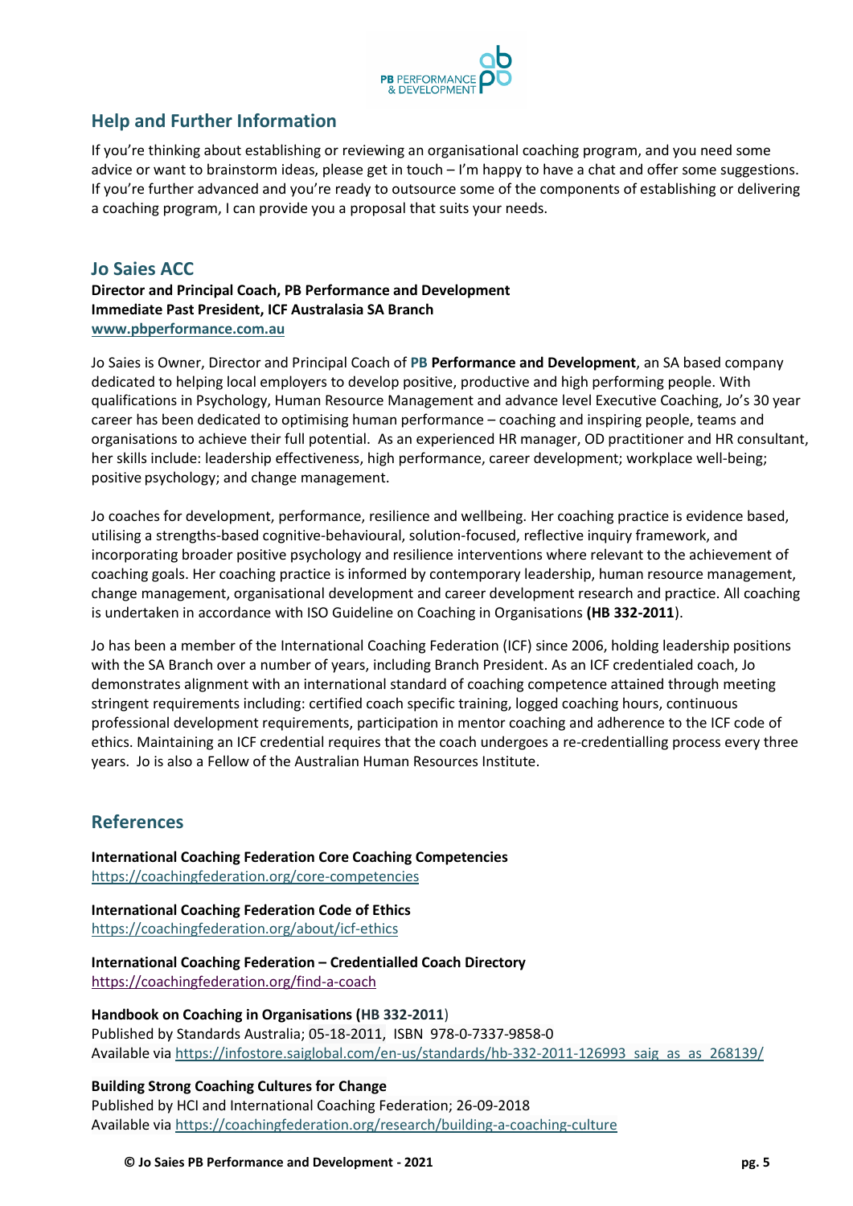## Help and Further Information

If you're thinking about establishing or reviewing an organisational coaching program, and you need some advice or want to brainstorm ideas, please get in touch – I'm happy to have a chat and offer some suggestions. If you're further advanced and you're ready to outsource some of the components of establishing or delivering a coaching program, I can provide you a proposal that suits your needs.

## Jo Saies ACC

**Director and Principal Coach, PB Performance and Development**
**Immediate Past President, ICF Australasia SA Branch**
**www.pbperformance.com.au**

Jo Saies is Owner, Director and Principal Coach of **PB Performance and Development**, an SA based company dedicated to helping local employers to develop positive, productive and high performing people. With qualifications in Psychology, Human Resource Management and advance level Executive Coaching, Jo's 30 year career has been dedicated to optimising human performance – coaching and inspiring people, teams and organisations to achieve their full potential. As an experienced HR manager, OD practitioner and HR consultant, her skills include: leadership effectiveness, high performance, career development; workplace well-being; positive psychology; and change management.

Jo coaches for development, performance, resilience and wellbeing. Her coaching practice is evidence based, utilising a strengths-based cognitive-behavioural, solution-focused, reflective inquiry framework, and incorporating broader positive psychology and resilience interventions where relevant to the achievement of coaching goals. Her coaching practice is informed by contemporary leadership, human resource management, change management, organisational development and career development research and practice. All coaching is undertaken in accordance with ISO Guideline on Coaching in Organisations **(HB 332-2011**).

Jo has been a member of the International Coaching Federation (ICF) since 2006, holding leadership positions with the SA Branch over a number of years, including Branch President. As an ICF credentialed coach, Jo demonstrates alignment with an international standard of coaching competence attained through meeting stringent requirements including: certified coach specific training, logged coaching hours, continuous professional development requirements, participation in mentor coaching and adherence to the ICF code of ethics. Maintaining an ICF credential requires that the coach undergoes a re-credentialling process every three years. Jo is also a Fellow of the Australian Human Resources Institute.

## References

**International Coaching Federation Core Coaching Competencies**
https://coachingfederation.org/core-competencies

**International Coaching Federation Code of Ethics**
https://coachingfederation.org/about/icf-ethics

**International Coaching Federation – Credentialled Coach Directory**
https://coachingfederation.org/find-a-coach

**Handbook on Coaching in Organisations (HB 332-2011**)
Published by Standards Australia; 05-18-2011, ISBN 978-0-7337-9858-0
Available via https://infostore.saiglobal.com/en-us/standards/hb-332-2011-126993_saig_as_as_268139/

**Building Strong Coaching Cultures for Change**
Published by HCI and International Coaching Federation; 26-09-2018
Available via https://coachingfederation.org/research/building-a-coaching-culture

**© Jo Saies PB Performance and Development - 2021**